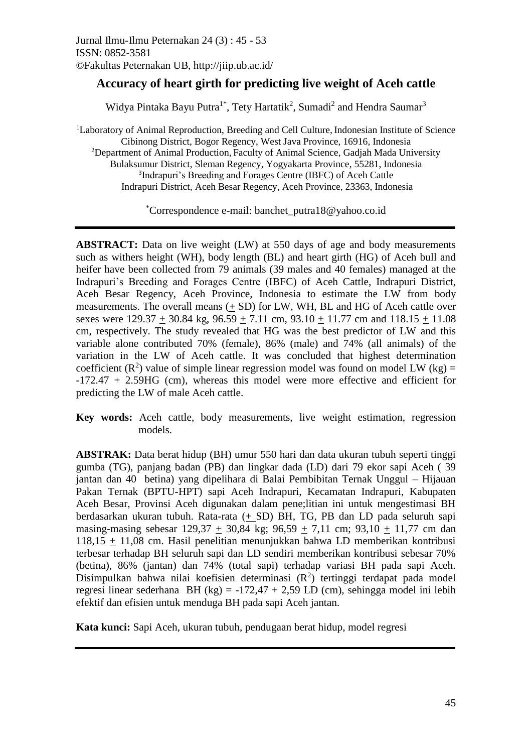Jurnal Ilmu-Ilmu Peternakan 24 (3) : 45 - 53
ISSN: 0852-3581
©Fakultas Peternakan UB, http://jiip.ub.ac.id/

# Accuracy of heart girth for predicting live weight of Aceh cattle

Widya Pintaka Bayu Putra[1*], Tety Hartatik[2], Sumadi[2] and Hendra Saumar[3]

[1]Laboratory of Animal Reproduction, Breeding and Cell Culture, Indonesian Institute of Science
Cibinong District, Bogor Regency, West Java Province, 16916, Indonesia
[2]Department of Animal Production, Faculty of Animal Science, Gadjah Mada University
Bulaksumur District, Sleman Regency, Yogyakarta Province, 55281, Indonesia
[3]Indrapuri's Breeding and Forages Centre (IBFC) of Aceh Cattle
Indrapuri District, Aceh Besar Regency, Aceh Province, 23363, Indonesia

[*]Correspondence e-mail: banchet_putra18@yahoo.co.id

---

**ABSTRACT:** Data on live weight (LW) at 550 days of age and body measurements such as withers height (WH), body length (BL) and heart girth (HG) of Aceh bull and heifer have been collected from 79 animals (39 males and 40 females) managed at the Indrapuri's Breeding and Forages Centre (IBFC) of Aceh Cattle, Indrapuri District, Aceh Besar Regency, Aceh Province, Indonesia to estimate the LW from body measurements. The overall means ($\pm$ SD) for LW, WH, BL and HG of Aceh cattle over sexes were 129.37 $\pm$ 30.84 kg, 96.59 $\pm$ 7.11 cm, 93.10 $\pm$ 11.77 cm and 118.15 $\pm$ 11.08 cm, respectively. The study revealed that HG was the best predictor of LW and this variable alone contributed 70% (female), 86% (male) and 74% (all animals) of the variation in the LW of Aceh cattle. It was concluded that highest determination coefficient ($R^2$) value of simple linear regression model was found on model LW (kg) = -172.47 + 2.59HG (cm), whereas this model were more effective and efficient for predicting the LW of male Aceh cattle.

**Key words:** Aceh cattle, body measurements, live weight estimation, regression models.

**ABSTRAK:** Data berat hidup (BH) umur 550 hari dan data ukuran tubuh seperti tinggi gumba (TG), panjang badan (PB) dan lingkar dada (LD) dari 79 ekor sapi Aceh ( 39 jantan dan 40 betina) yang dipelihara di Balai Pembibitan Ternak Unggul – Hijauan Pakan Ternak (BPTU-HPT) sapi Aceh Indrapuri, Kecamatan Indrapuri, Kabupaten Aceh Besar, Provinsi Aceh digunakan dalam pene;litian ini untuk mengestimasi BH berdasarkan ukuran tubuh. Rata-rata ($\pm$ SD) BH, TG, PB dan LD pada seluruh sapi masing-masing sebesar 129,37 $\pm$ 30,84 kg; 96,59 $\pm$ 7,11 cm; 93,10 $\pm$ 11,77 cm dan 118,15 $\pm$ 11,08 cm. Hasil penelitian menunjukkan bahwa LD memberikan kontribusi terbesar terhadap BH seluruh sapi dan LD sendiri memberikan kontribusi sebesar 70% (betina), 86% (jantan) dan 74% (total sapi) terhadap variasi BH pada sapi Aceh. Disimpulkan bahwa nilai koefisien determinasi ($R^2$) tertinggi terdapat pada model regresi linear sederhana BH (kg) = -172,47 + 2,59 LD (cm), sehingga model ini lebih efektif dan efisien untuk menduga BH pada sapi Aceh jantan.

**Kata kunci:** Sapi Aceh, ukuran tubuh, pendugaan berat hidup, model regresi

---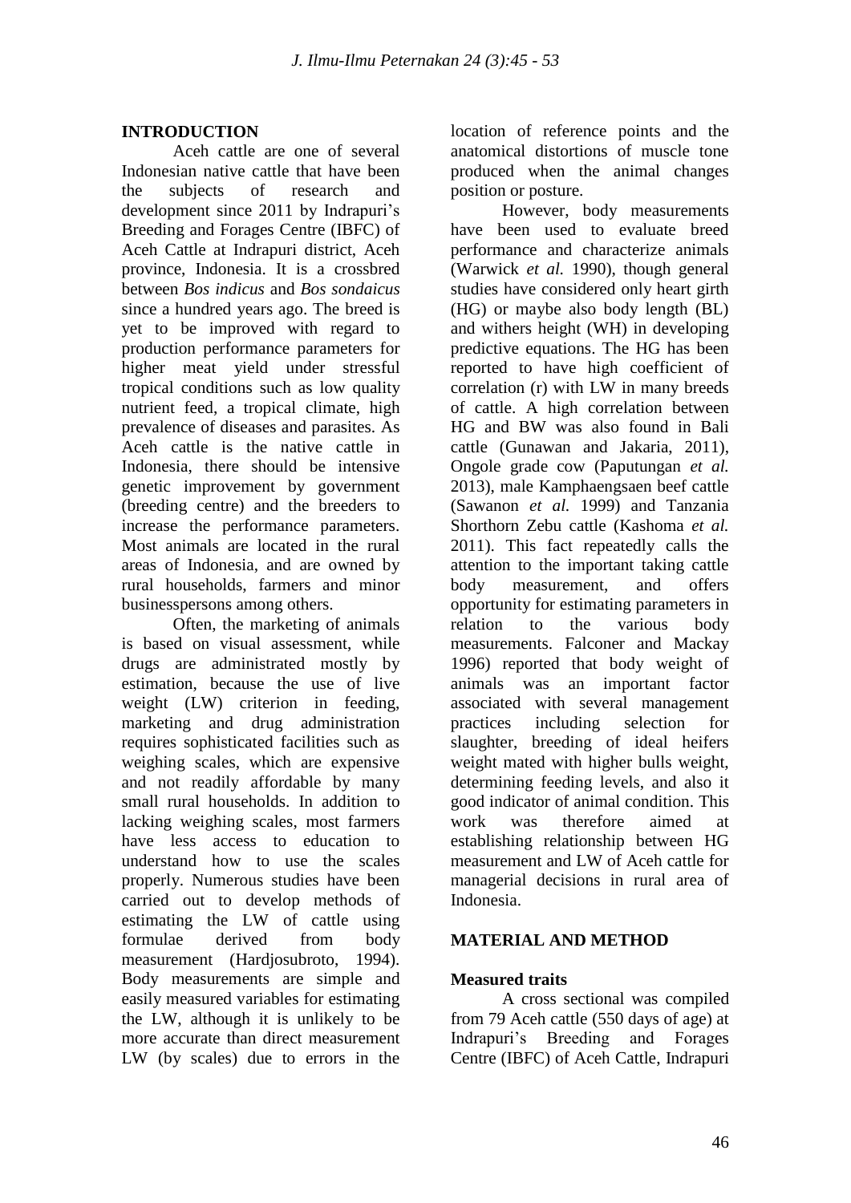## INTRODUCTION

Aceh cattle are one of several Indonesian native cattle that have been the subjects of research and development since 2011 by Indrapuri's Breeding and Forages Centre (IBFC) of Aceh Cattle at Indrapuri district, Aceh province, Indonesia. It is a crossbred between *Bos indicus* and *Bos sondaicus* since a hundred years ago. The breed is yet to be improved with regard to production performance parameters for higher meat yield under stressful tropical conditions such as low quality nutrient feed, a tropical climate, high prevalence of diseases and parasites. As Aceh cattle is the native cattle in Indonesia, there should be intensive genetic improvement by government (breeding centre) and the breeders to increase the performance parameters. Most animals are located in the rural areas of Indonesia, and are owned by rural households, farmers and minor businesspersons among others.

Often, the marketing of animals is based on visual assessment, while drugs are administrated mostly by estimation, because the use of live weight (LW) criterion in feeding, marketing and drug administration requires sophisticated facilities such as weighing scales, which are expensive and not readily affordable by many small rural households. In addition to lacking weighing scales, most farmers have less access to education to understand how to use the scales properly. Numerous studies have been carried out to develop methods of estimating the LW of cattle using formulae derived from body measurement (Hardjosubroto, 1994). Body measurements are simple and easily measured variables for estimating the LW, although it is unlikely to be more accurate than direct measurement LW (by scales) due to errors in the location of reference points and the anatomical distortions of muscle tone produced when the animal changes position or posture.

However, body measurements have been used to evaluate breed performance and characterize animals (Warwick *et al.* 1990), though general studies have considered only heart girth (HG) or maybe also body length (BL) and withers height (WH) in developing predictive equations. The HG has been reported to have high coefficient of correlation (r) with LW in many breeds of cattle. A high correlation between HG and BW was also found in Bali cattle (Gunawan and Jakaria, 2011), Ongole grade cow (Paputungan *et al.* 2013), male Kamphaengsaen beef cattle (Sawanon *et al.* 1999) and Tanzania Shorthorn Zebu cattle (Kashoma *et al.* 2011). This fact repeatedly calls the attention to the important taking cattle body measurement, and offers opportunity for estimating parameters in relation to the various body measurements. Falconer and Mackay 1996) reported that body weight of animals was an important factor associated with several management practices including selection for slaughter, breeding of ideal heifers weight mated with higher bulls weight, determining feeding levels, and also it good indicator of animal condition. This work was therefore aimed at establishing relationship between HG measurement and LW of Aceh cattle for managerial decisions in rural area of Indonesia.

## MATERIAL AND METHOD

### Measured traits

A cross sectional was compiled from 79 Aceh cattle (550 days of age) at Indrapuri's Breeding and Forages Centre (IBFC) of Aceh Cattle, Indrapuri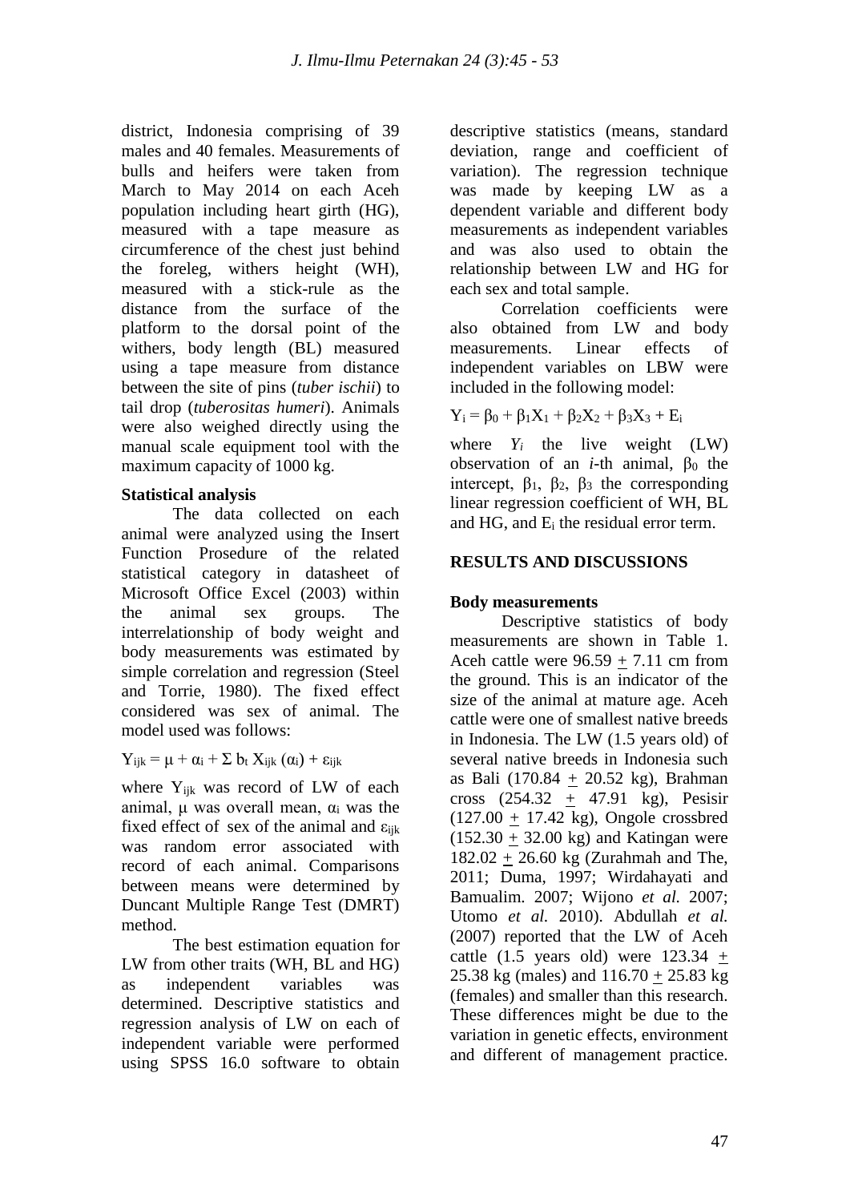district, Indonesia comprising of 39 males and 40 females. Measurements of bulls and heifers were taken from March to May 2014 on each Aceh population including heart girth (HG), measured with a tape measure as circumference of the chest just behind the foreleg, withers height (WH), measured with a stick-rule as the distance from the surface of the platform to the dorsal point of the withers, body length (BL) measured using a tape measure from distance between the site of pins (*tuber ischii*) to tail drop (*tuberositas humeri*). Animals were also weighed directly using the manual scale equipment tool with the maximum capacity of 1000 kg.

**Statistical analysis**

The data collected on each animal were analyzed using the Insert Function Prosedure of the related statistical category in datasheet of Microsoft Office Excel (2003) within the animal sex groups. The interrelationship of body weight and body measurements was estimated by simple correlation and regression (Steel and Torrie, 1980). The fixed effect considered was sex of animal. The model used was follows:

$$Y_{ijk} = \mu + \alpha_i + \Sigma\, b_t\, X_{ijk}\, (\alpha_i) + \varepsilon_{ijk}$$

where $Y_{ijk}$ was record of LW of each animal, $\mu$ was overall mean, $\alpha_i$ was the fixed effect of sex of the animal and $\varepsilon_{ijk}$ was random error associated with record of each animal. Comparisons between means were determined by Duncant Multiple Range Test (DMRT) method.

The best estimation equation for LW from other traits (WH, BL and HG) as independent variables was determined. Descriptive statistics and regression analysis of LW on each of independent variable were performed using SPSS 16.0 software to obtain descriptive statistics (means, standard deviation, range and coefficient of variation). The regression technique was made by keeping LW as a dependent variable and different body measurements as independent variables and was also used to obtain the relationship between LW and HG for each sex and total sample.

Correlation coefficients were also obtained from LW and body measurements. Linear effects of independent variables on LBW were included in the following model:

$$Y_i = \beta_0 + \beta_1X_1 + \beta_2X_2 + \beta_3X_3 + E_i$$

where $Y_i$ the live weight (LW) observation of an *i*-th animal, $\beta_0$ the intercept, $\beta_1$, $\beta_2$, $\beta_3$ the corresponding linear regression coefficient of WH, BL and HG, and $E_i$ the residual error term.

## RESULTS AND DISCUSSIONS

**Body measurements**

Descriptive statistics of body measurements are shown in Table 1. Aceh cattle were 96.59 ± 7.11 cm from the ground. This is an indicator of the size of the animal at mature age. Aceh cattle were one of smallest native breeds in Indonesia. The LW (1.5 years old) of several native breeds in Indonesia such as Bali (170.84 ± 20.52 kg), Brahman cross (254.32 ± 47.91 kg), Pesisir (127.00 ± 17.42 kg), Ongole crossbred (152.30 ± 32.00 kg) and Katingan were 182.02 ± 26.60 kg (Zurahmah and The, 2011; Duma, 1997; Wirdahayati and Bamualim. 2007; Wijono *et al.* 2007; Utomo *et al.* 2010). Abdullah *et al.* (2007) reported that the LW of Aceh cattle (1.5 years old) were 123.34 ± 25.38 kg (males) and 116.70 ± 25.83 kg (females) and smaller than this research. These differences might be due to the variation in genetic effects, environment and different of management practice.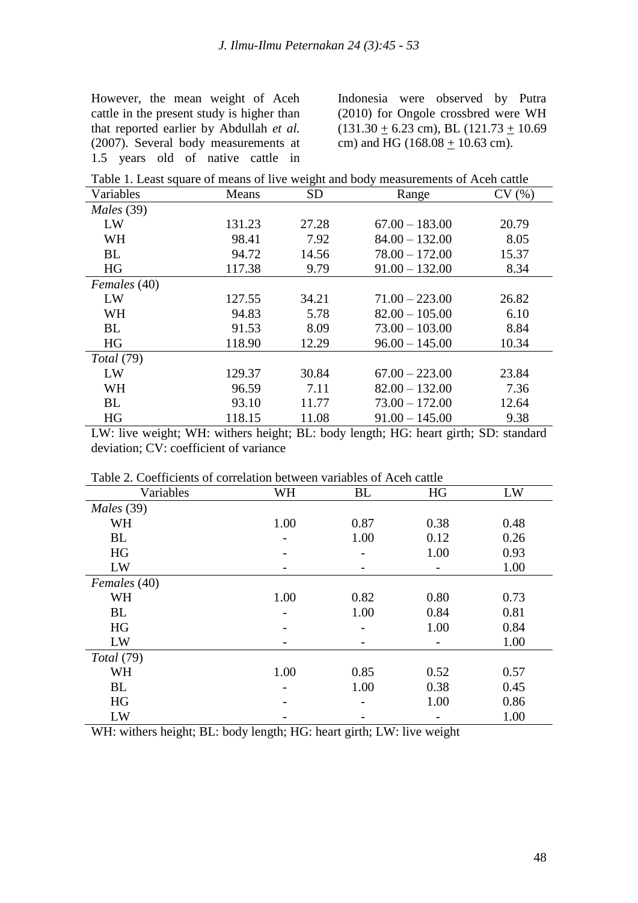However, the mean weight of Aceh cattle in the present study is higher than that reported earlier by Abdullah *et al.* (2007). Several body measurements at 1.5 years old of native cattle in Indonesia were observed by Putra (2010) for Ongole crossbred were WH (131.30 ± 6.23 cm), BL (121.73 ± 10.69 cm) and HG (168.08 ± 10.63 cm).

Table 1. Least square of means of live weight and body measurements of Aceh cattle

| Variables | Means | SD | Range | CV (%) |
|---|---|---|---|---|
| *Males* (39) | | | | |
| LW | 131.23 | 27.28 | 67.00 – 183.00 | 20.79 |
| WH | 98.41 | 7.92 | 84.00 – 132.00 | 8.05 |
| BL | 94.72 | 14.56 | 78.00 – 172.00 | 15.37 |
| HG | 117.38 | 9.79 | 91.00 – 132.00 | 8.34 |
| *Females* (40) | | | | |
| LW | 127.55 | 34.21 | 71.00 – 223.00 | 26.82 |
| WH | 94.83 | 5.78 | 82.00 – 105.00 | 6.10 |
| BL | 91.53 | 8.09 | 73.00 – 103.00 | 8.84 |
| HG | 118.90 | 12.29 | 96.00 – 145.00 | 10.34 |
| *Total* (79) | | | | |
| LW | 129.37 | 30.84 | 67.00 – 223.00 | 23.84 |
| WH | 96.59 | 7.11 | 82.00 – 132.00 | 7.36 |
| BL | 93.10 | 11.77 | 73.00 – 172.00 | 12.64 |
| HG | 118.15 | 11.08 | 91.00 – 145.00 | 9.38 |

LW: live weight; WH: withers height; BL: body length; HG: heart girth; SD: standard deviation; CV: coefficient of variance

Table 2. Coefficients of correlation between variables of Aceh cattle

| Variables | WH | BL | HG | LW |
|---|---|---|---|---|
| *Males* (39) | | | | |
| WH | 1.00 | 0.87 | 0.38 | 0.48 |
| BL | - | 1.00 | 0.12 | 0.26 |
| HG | - | - | 1.00 | 0.93 |
| LW | - | - | - | 1.00 |
| *Females* (40) | | | | |
| WH | 1.00 | 0.82 | 0.80 | 0.73 |
| BL | - | 1.00 | 0.84 | 0.81 |
| HG | - | - | 1.00 | 0.84 |
| LW | - | - | - | 1.00 |
| *Total* (79) | | | | |
| WH | 1.00 | 0.85 | 0.52 | 0.57 |
| BL | - | 1.00 | 0.38 | 0.45 |
| HG | - | - | 1.00 | 0.86 |
| LW | - | - | - | 1.00 |

WH: withers height; BL: body length; HG: heart girth; LW: live weight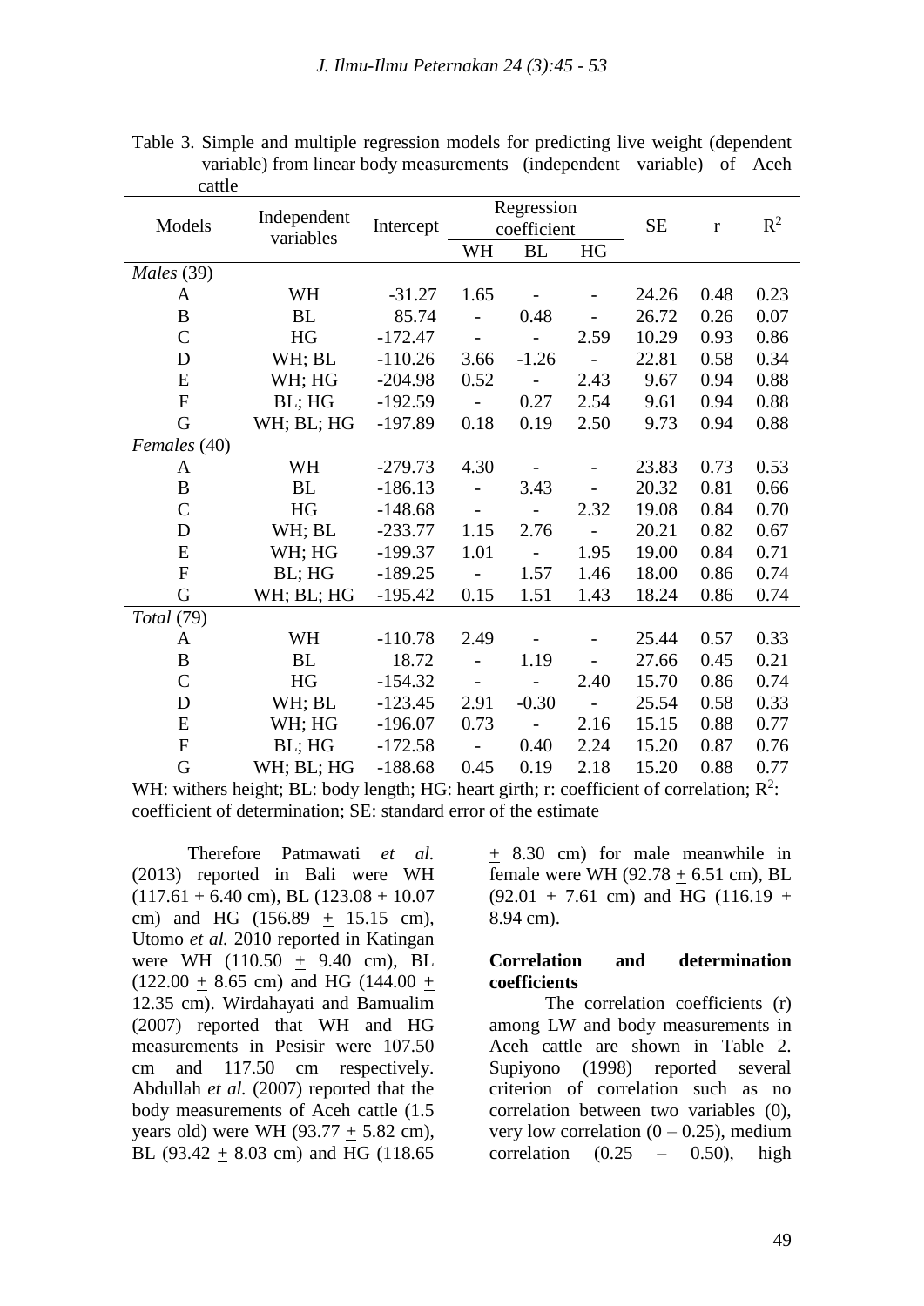Table 3. Simple and multiple regression models for predicting live weight (dependent variable) from linear body measurements (independent variable) of Aceh cattle

| Models | Independent variables | Intercept | Regression coefficient | | | SE | r | $R^2$ |
|---|---|---|---|---|---|---|---|---|
| | | | WH | BL | HG | | | |
| *Males* (39) | | | | | | | | |
| A | WH | -31.27 | 1.65 | - | - | 24.26 | 0.48 | 0.23 |
| B | BL | 85.74 | - | 0.48 | - | 26.72 | 0.26 | 0.07 |
| C | HG | -172.47 | - | - | 2.59 | 10.29 | 0.93 | 0.86 |
| D | WH; BL | -110.26 | 3.66 | -1.26 | - | 22.81 | 0.58 | 0.34 |
| E | WH; HG | -204.98 | 0.52 | - | 2.43 | 9.67 | 0.94 | 0.88 |
| F | BL; HG | -192.59 | - | 0.27 | 2.54 | 9.61 | 0.94 | 0.88 |
| G | WH; BL; HG | -197.89 | 0.18 | 0.19 | 2.50 | 9.73 | 0.94 | 0.88 |
| *Females* (40) | | | | | | | | |
| A | WH | -279.73 | 4.30 | - | - | 23.83 | 0.73 | 0.53 |
| B | BL | -186.13 | - | 3.43 | - | 20.32 | 0.81 | 0.66 |
| C | HG | -148.68 | - | - | 2.32 | 19.08 | 0.84 | 0.70 |
| D | WH; BL | -233.77 | 1.15 | 2.76 | - | 20.21 | 0.82 | 0.67 |
| E | WH; HG | -199.37 | 1.01 | - | 1.95 | 19.00 | 0.84 | 0.71 |
| F | BL; HG | -189.25 | - | 1.57 | 1.46 | 18.00 | 0.86 | 0.74 |
| G | WH; BL; HG | -195.42 | 0.15 | 1.51 | 1.43 | 18.24 | 0.86 | 0.74 |
| *Total* (79) | | | | | | | | |
| A | WH | -110.78 | 2.49 | - | - | 25.44 | 0.57 | 0.33 |
| B | BL | 18.72 | - | 1.19 | - | 27.66 | 0.45 | 0.21 |
| C | HG | -154.32 | - | - | 2.40 | 15.70 | 0.86 | 0.74 |
| D | WH; BL | -123.45 | 2.91 | -0.30 | - | 25.54 | 0.58 | 0.33 |
| E | WH; HG | -196.07 | 0.73 | - | 2.16 | 15.15 | 0.88 | 0.77 |
| F | BL; HG | -172.58 | - | 0.40 | 2.24 | 15.20 | 0.87 | 0.76 |
| G | WH; BL; HG | -188.68 | 0.45 | 0.19 | 2.18 | 15.20 | 0.88 | 0.77 |

WH: withers height; BL: body length; HG: heart girth; r: coefficient of correlation; $R^2$: coefficient of determination; SE: standard error of the estimate

Therefore Patmawati *et al.* (2013) reported in Bali were WH (117.61 $\pm$ 6.40 cm), BL (123.08 $\pm$ 10.07 cm) and HG (156.89 $\pm$ 15.15 cm), Utomo *et al.* 2010 reported in Katingan were WH (110.50 $\pm$ 9.40 cm), BL (122.00 $\pm$ 8.65 cm) and HG (144.00 $\pm$ 12.35 cm). Wirdahayati and Bamualim (2007) reported that WH and HG measurements in Pesisir were 107.50 cm and 117.50 cm respectively. Abdullah *et al.* (2007) reported that the body measurements of Aceh cattle (1.5 years old) were WH (93.77 $\pm$ 5.82 cm), BL (93.42 $\pm$ 8.03 cm) and HG (118.65 $\pm$ 8.30 cm) for male meanwhile in female were WH (92.78 $\pm$ 6.51 cm), BL (92.01 $\pm$ 7.61 cm) and HG (116.19 $\pm$ 8.94 cm).

**Correlation and determination coefficients**

The correlation coefficients (r) among LW and body measurements in Aceh cattle are shown in Table 2. Supiyono (1998) reported several criterion of correlation such as no correlation between two variables (0), very low correlation (0 – 0.25), medium correlation (0.25 – 0.50), high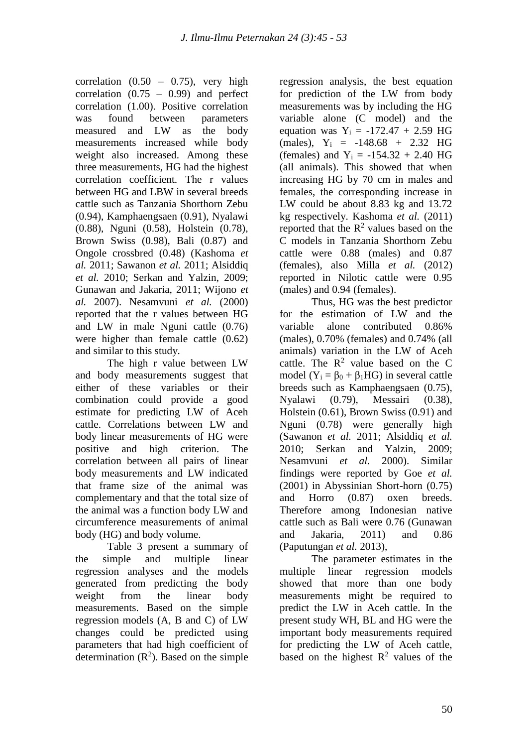correlation (0.50 – 0.75), very high correlation (0.75 – 0.99) and perfect correlation (1.00). Positive correlation was found between parameters measured and LW as the body measurements increased while body weight also increased. Among these three measurements, HG had the highest correlation coefficient. The r values between HG and LBW in several breeds cattle such as Tanzania Shorthorn Zebu (0.94), Kamphaengsaen (0.91), Nyalawi (0.88), Nguni (0.58), Holstein (0.78), Brown Swiss (0.98), Bali (0.87) and Ongole crossbred (0.48) (Kashoma *et al.* 2011; Sawanon *et al.* 2011; Alsiddiq *et al.* 2010; Serkan and Yalzin, 2009; Gunawan and Jakaria, 2011; Wijono *et al.* 2007). Nesamvuni *et al.* (2000) reported that the r values between HG and LW in male Nguni cattle (0.76) were higher than female cattle (0.62) and similar to this study.

The high r value between LW and body measurements suggest that either of these variables or their combination could provide a good estimate for predicting LW of Aceh cattle. Correlations between LW and body linear measurements of HG were positive and high criterion. The correlation between all pairs of linear body measurements and LW indicated that frame size of the animal was complementary and that the total size of the animal was a function body LW and circumference measurements of animal body (HG) and body volume.

Table 3 present a summary of the simple and multiple linear regression analyses and the models generated from predicting the body weight from the linear body measurements. Based on the simple regression models (A, B and C) of LW changes could be predicted using parameters that had high coefficient of determination ($R^2$). Based on the simple regression analysis, the best equation for prediction of the LW from body measurements was by including the HG variable alone (C model) and the equation was $Y_i = -172.47 + 2.59$ HG (males), $Y_i = -148.68 + 2.32$ HG (females) and $Y_i = -154.32 + 2.40$ HG (all animals). This showed that when increasing HG by 70 cm in males and females, the corresponding increase in LW could be about 8.83 kg and 13.72 kg respectively. Kashoma *et al.* (2011) reported that the $R^2$ values based on the C models in Tanzania Shorthorn Zebu cattle were 0.88 (males) and 0.87 (females), also Milla *et al.* (2012) reported in Nilotic cattle were 0.95 (males) and 0.94 (females).

Thus, HG was the best predictor for the estimation of LW and the variable alone contributed 0.86% (males), 0.70% (females) and 0.74% (all animals) variation in the LW of Aceh cattle. The $R^2$ value based on the C model ($Y_i = \beta_0 + \beta_1$HG) in several cattle breeds such as Kamphaengsaen (0.75), Nyalawi (0.79), Messairi (0.38), Holstein (0.61), Brown Swiss (0.91) and Nguni (0.78) were generally high (Sawanon *et al.* 2011; Alsiddiq *et al.* 2010; Serkan and Yalzin, 2009; Nesamvuni *et al.* 2000). Similar findings were reported by Goe *et al.* (2001) in Abyssinian Short-horn (0.75) and Horro (0.87) oxen breeds. Therefore among Indonesian native cattle such as Bali were 0.76 (Gunawan and Jakaria, 2011) and 0.86 (Paputungan *et al.* 2013),

The parameter estimates in the multiple linear regression models showed that more than one body measurements might be required to predict the LW in Aceh cattle. In the present study WH, BL and HG were the important body measurements required for predicting the LW of Aceh cattle, based on the highest $R^2$ values of the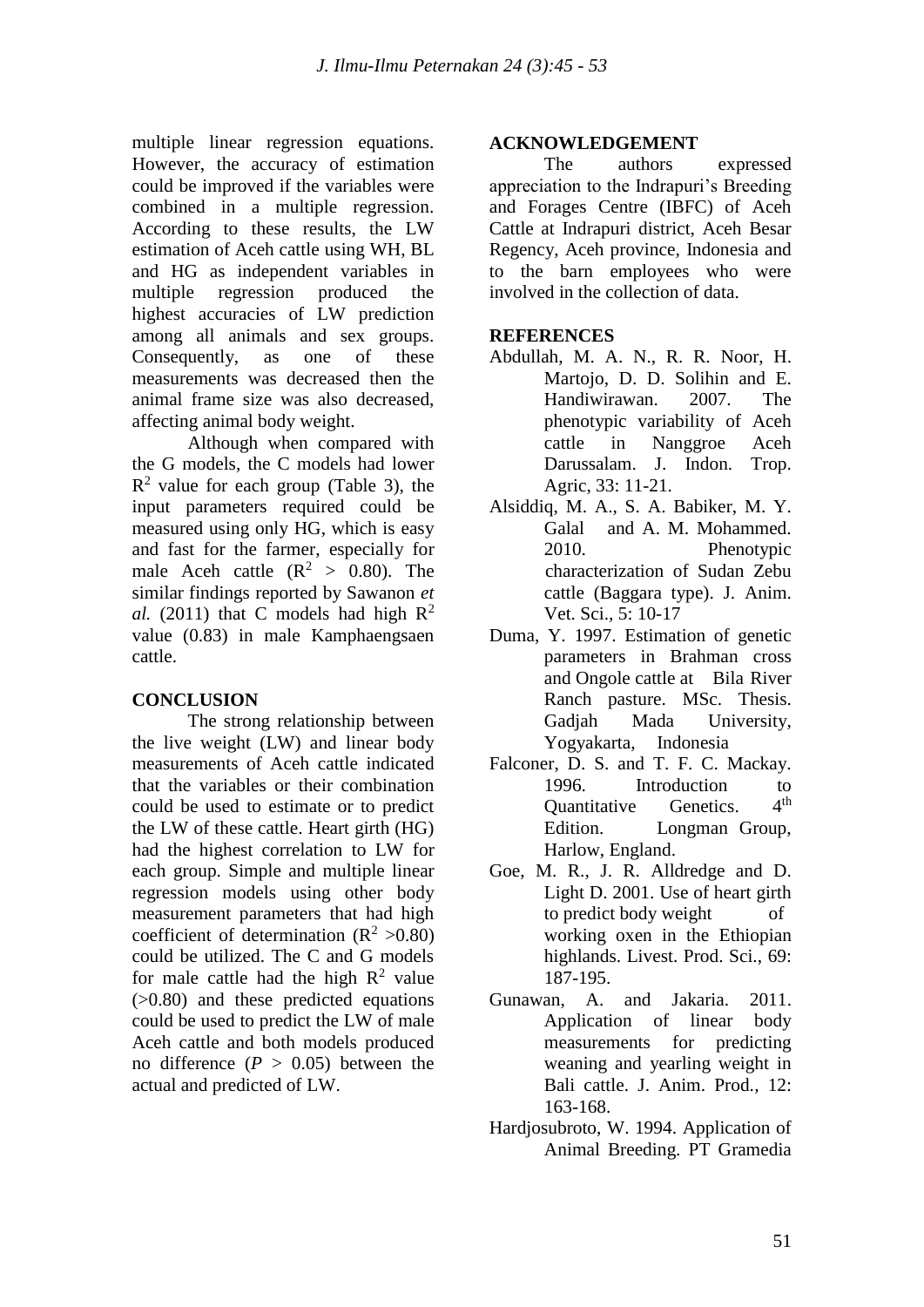multiple linear regression equations. However, the accuracy of estimation could be improved if the variables were combined in a multiple regression. According to these results, the LW estimation of Aceh cattle using WH, BL and HG as independent variables in multiple regression produced the highest accuracies of LW prediction among all animals and sex groups. Consequently, as one of these measurements was decreased then the animal frame size was also decreased, affecting animal body weight.

Although when compared with the G models, the C models had lower $R^2$ value for each group (Table 3), the input parameters required could be measured using only HG, which is easy and fast for the farmer, especially for male Aceh cattle ($R^2 > 0.80$). The similar findings reported by Sawanon *et al.* (2011) that C models had high $R^2$ value (0.83) in male Kamphaengsaen cattle.

## CONCLUSION

The strong relationship between the live weight (LW) and linear body measurements of Aceh cattle indicated that the variables or their combination could be used to estimate or to predict the LW of these cattle. Heart girth (HG) had the highest correlation to LW for each group. Simple and multiple linear regression models using other body measurement parameters that had high coefficient of determination ($R^2 > 0.80$) could be utilized. The C and G models for male cattle had the high $R^2$ value (>0.80) and these predicted equations could be used to predict the LW of male Aceh cattle and both models produced no difference ($P > 0.05$) between the actual and predicted of LW.

## ACKNOWLEDGEMENT

The authors expressed appreciation to the Indrapuri's Breeding and Forages Centre (IBFC) of Aceh Cattle at Indrapuri district, Aceh Besar Regency, Aceh province, Indonesia and to the barn employees who were involved in the collection of data.

## REFERENCES

Abdullah, M. A. N., R. R. Noor, H. Martojo, D. D. Solihin and E. Handiwirawan. 2007. The phenotypic variability of Aceh cattle in Nanggroe Aceh Darussalam. J. Indon. Trop. Agric, 33: 11-21.

Alsiddiq, M. A., S. A. Babiker, M. Y. Galal and A. M. Mohammed. 2010. Phenotypic characterization of Sudan Zebu cattle (Baggara type). J. Anim. Vet. Sci., 5: 10-17

Duma, Y. 1997. Estimation of genetic parameters in Brahman cross and Ongole cattle at Bila River Ranch pasture. MSc. Thesis. Gadjah Mada University, Yogyakarta, Indonesia

Falconer, D. S. and T. F. C. Mackay. 1996. Introduction to Quantitative Genetics. 4th Edition. Longman Group, Harlow, England.

Goe, M. R., J. R. Alldredge and D. Light D. 2001. Use of heart girth to predict body weight of working oxen in the Ethiopian highlands. Livest. Prod. Sci., 69: 187-195.

Gunawan, A. and Jakaria. 2011. Application of linear body measurements for predicting weaning and yearling weight in Bali cattle. J. Anim. Prod., 12: 163-168.

Hardjosubroto, W. 1994. Application of Animal Breeding. PT Gramedia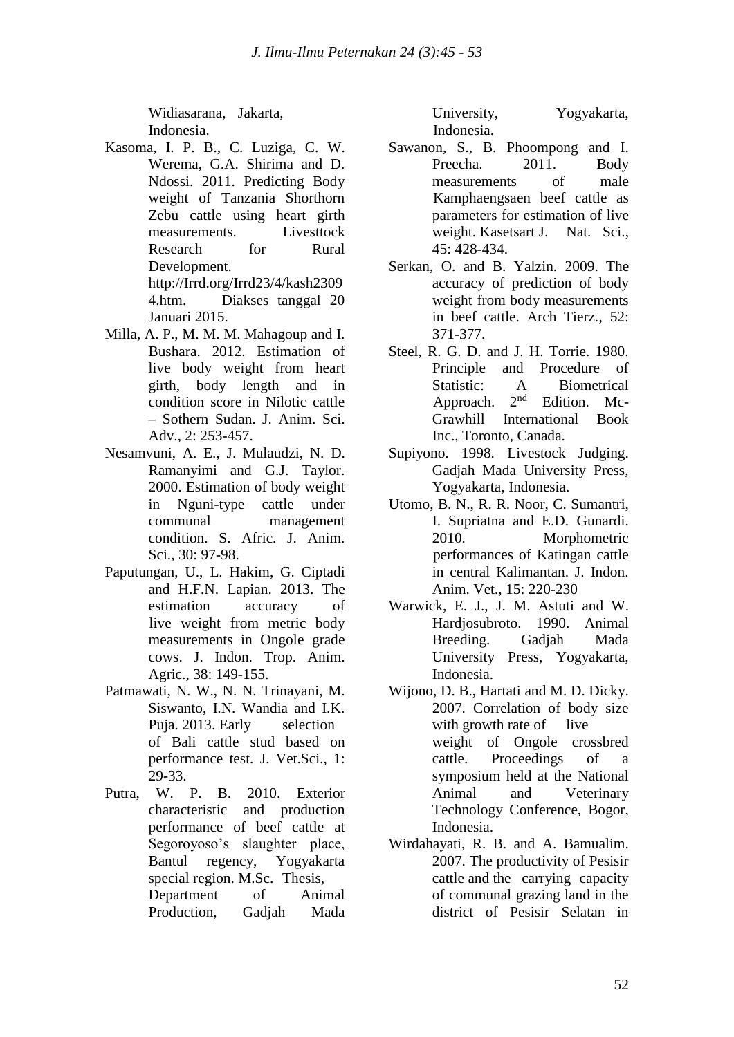Widiasarana, Jakarta, Indonesia.

Kasoma, I. P. B., C. Luziga, C. W. Werema, G.A. Shirima and D. Ndossi. 2011. Predicting Body weight of Tanzania Shorthorn Zebu cattle using heart girth measurements. Livesttock Research for Rural Development. http://Irrd.org/Irrd23/4/kash23094.htm. Diakses tanggal 20 Januari 2015.

Milla, A. P., M. M. M. Mahagoup and I. Bushara. 2012. Estimation of live body weight from heart girth, body length and in condition score in Nilotic cattle – Sothern Sudan. J. Anim. Sci. Adv., 2: 253-457.

Nesamvuni, A. E., J. Mulaudzi, N. D. Ramanyimi and G.J. Taylor. 2000. Estimation of body weight in Nguni-type cattle under communal management condition. S. Afric. J. Anim. Sci., 30: 97-98.

Paputungan, U., L. Hakim, G. Ciptadi and H.F.N. Lapian. 2013. The estimation accuracy of live weight from metric body measurements in Ongole grade cows. J. Indon. Trop. Anim. Agric., 38: 149-155.

Patmawati, N. W., N. N. Trinayani, M. Siswanto, I.N. Wandia and I.K. Puja. 2013. Early selection of Bali cattle stud based on performance test. J. Vet.Sci., 1: 29-33.

Putra, W. P. B. 2010. Exterior characteristic and production performance of beef cattle at Segoroyoso's slaughter place, Bantul regency, Yogyakarta special region. M.Sc. Thesis, Department of Animal Production, Gadjah Mada University, Yogyakarta, Indonesia.

Sawanon, S., B. Phoompong and I. Preecha. 2011. Body measurements of male Kamphaengsaen beef cattle as parameters for estimation of live weight. Kasetsart J. Nat. Sci., 45: 428-434.

Serkan, O. and B. Yalzin. 2009. The accuracy of prediction of body weight from body measurements in beef cattle. Arch Tierz., 52: 371-377.

Steel, R. G. D. and J. H. Torrie. 1980. Principle and Procedure of Statistic: A Biometrical Approach. 2nd Edition. Mc-Grawhill International Book Inc., Toronto, Canada.

Supiyono. 1998. Livestock Judging. Gadjah Mada University Press, Yogyakarta, Indonesia.

Utomo, B. N., R. R. Noor, C. Sumantri, I. Supriatna and E.D. Gunardi. 2010. Morphometric performances of Katingan cattle in central Kalimantan. J. Indon. Anim. Vet., 15: 220-230

Warwick, E. J., J. M. Astuti and W. Hardjosubroto. 1990. Animal Breeding. Gadjah Mada University Press, Yogyakarta, Indonesia.

Wijono, D. B., Hartati and M. D. Dicky. 2007. Correlation of body size with growth rate of live weight of Ongole crossbred cattle. Proceedings of a symposium held at the National Animal and Veterinary Technology Conference, Bogor, Indonesia.

Wirdahayati, R. B. and A. Bamualim. 2007. The productivity of Pesisir cattle and the carrying capacity of communal grazing land in the district of Pesisir Selatan in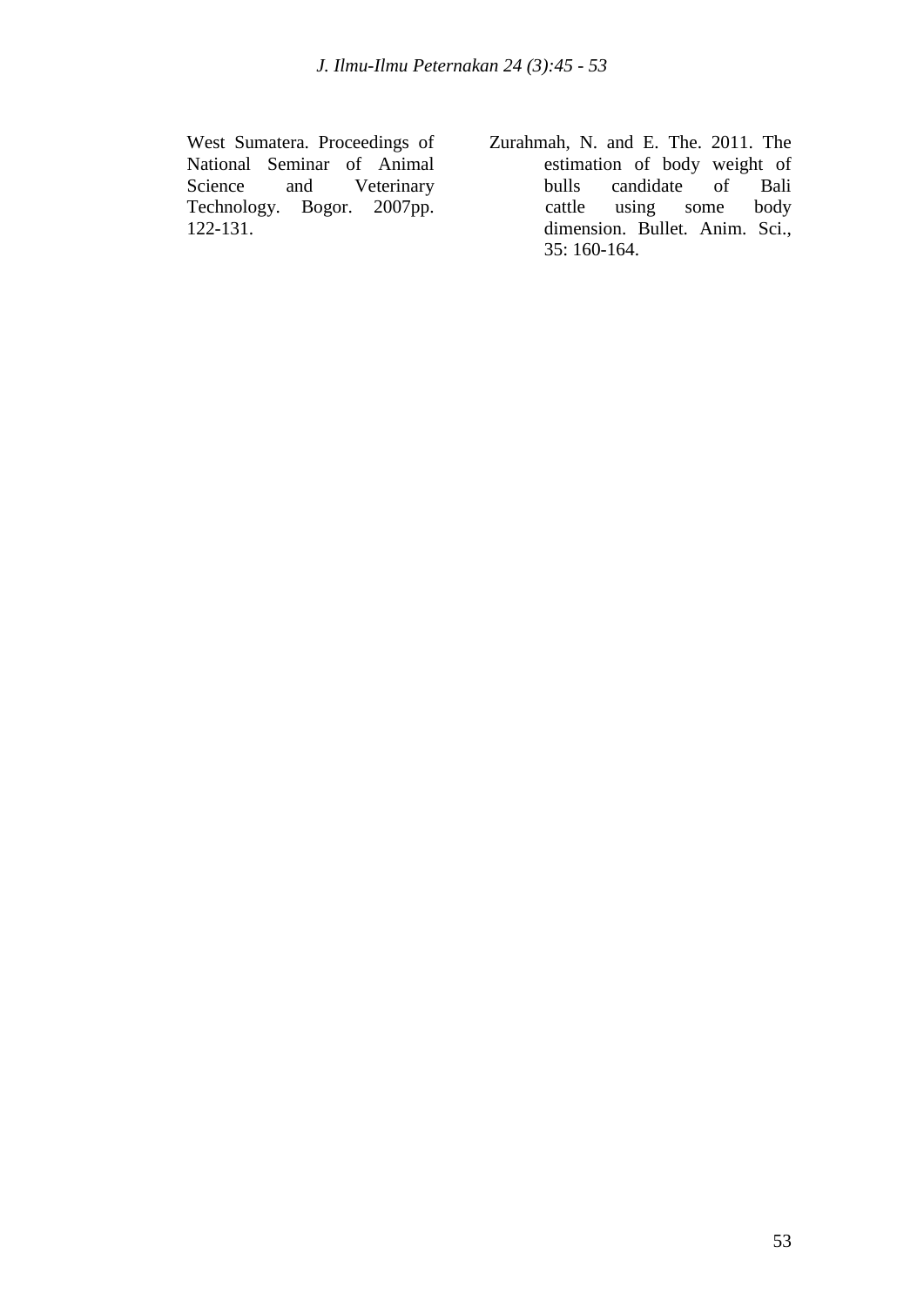West Sumatera. Proceedings of National Seminar of Animal Science and Veterinary Technology. Bogor. 2007pp. 122-131.

Zurahmah, N. and E. The. 2011. The estimation of body weight of bulls candidate of Bali cattle using some body dimension. Bullet. Anim. Sci., 35: 160-164.